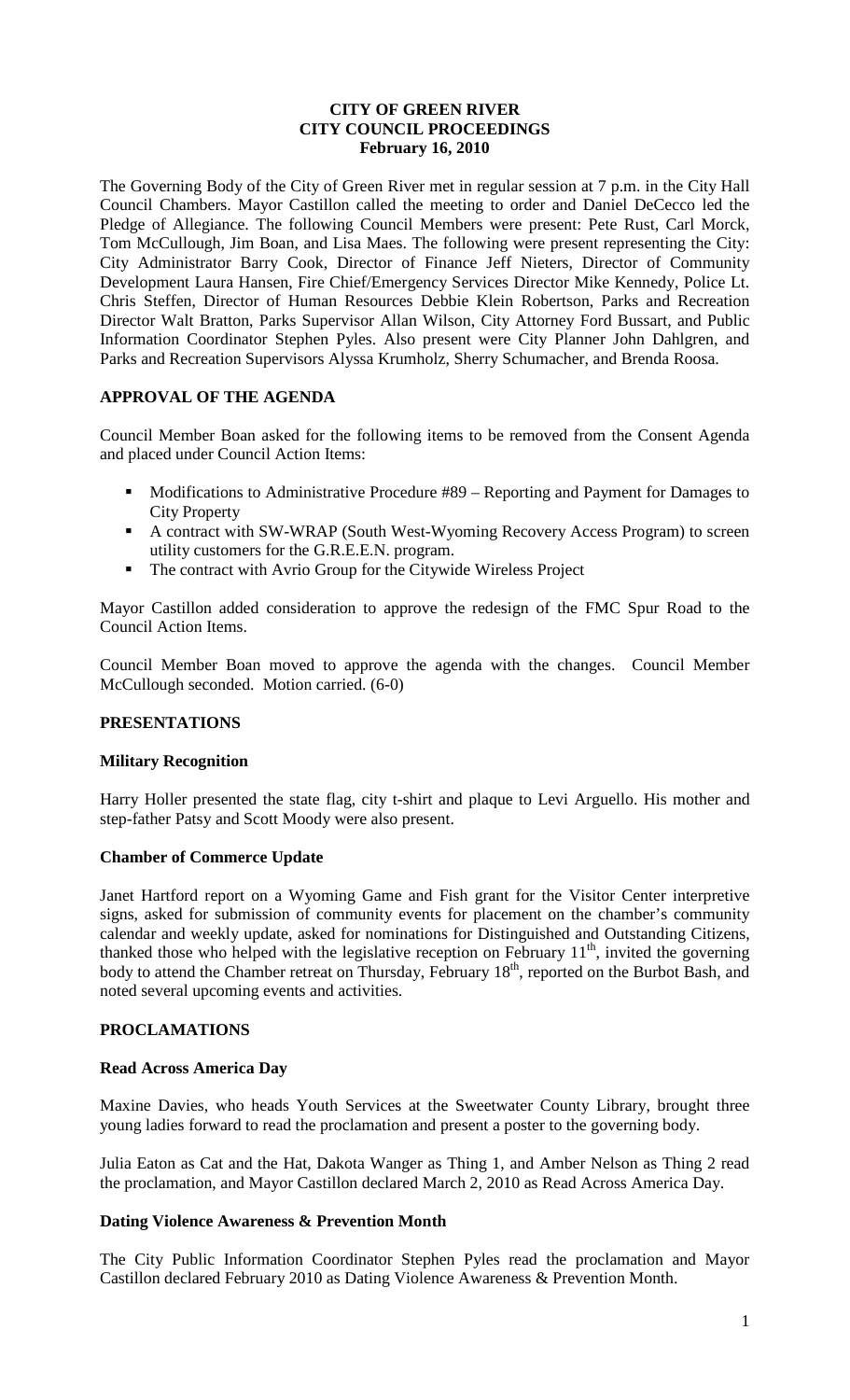# CITY OF GREEN RIVER
# CITY COUNCIL PROCEEDINGS
# February 16, 2010

The Governing Body of the City of Green River met in regular session at 7 p.m. in the City Hall Council Chambers. Mayor Castillon called the meeting to order and Daniel DeCecco led the Pledge of Allegiance. The following Council Members were present: Pete Rust, Carl Morck, Tom McCullough, Jim Boan, and Lisa Maes. The following were present representing the City: City Administrator Barry Cook, Director of Finance Jeff Nieters, Director of Community Development Laura Hansen, Fire Chief/Emergency Services Director Mike Kennedy, Police Lt. Chris Steffen, Director of Human Resources Debbie Klein Robertson, Parks and Recreation Director Walt Bratton, Parks Supervisor Allan Wilson, City Attorney Ford Bussart, and Public Information Coordinator Stephen Pyles. Also present were City Planner John Dahlgren, and Parks and Recreation Supervisors Alyssa Krumholz, Sherry Schumacher, and Brenda Roosa.

## APPROVAL OF THE AGENDA

Council Member Boan asked for the following items to be removed from the Consent Agenda and placed under Council Action Items:

- Modifications to Administrative Procedure #89 – Reporting and Payment for Damages to City Property
- A contract with SW-WRAP (South West-Wyoming Recovery Access Program) to screen utility customers for the G.R.E.E.N. program.
- The contract with Avrio Group for the Citywide Wireless Project

Mayor Castillon added consideration to approve the redesign of the FMC Spur Road to the Council Action Items.

Council Member Boan moved to approve the agenda with the changes. Council Member McCullough seconded. Motion carried. (6-0)

## PRESENTATIONS

### Military Recognition

Harry Holler presented the state flag, city t-shirt and plaque to Levi Arguello. His mother and step-father Patsy and Scott Moody were also present.

### Chamber of Commerce Update

Janet Hartford report on a Wyoming Game and Fish grant for the Visitor Center interpretive signs, asked for submission of community events for placement on the chamber's community calendar and weekly update, asked for nominations for Distinguished and Outstanding Citizens, thanked those who helped with the legislative reception on February 11th, invited the governing body to attend the Chamber retreat on Thursday, February 18th, reported on the Burbot Bash, and noted several upcoming events and activities.

## PROCLAMATIONS

### Read Across America Day

Maxine Davies, who heads Youth Services at the Sweetwater County Library, brought three young ladies forward to read the proclamation and present a poster to the governing body.

Julia Eaton as Cat and the Hat, Dakota Wanger as Thing 1, and Amber Nelson as Thing 2 read the proclamation, and Mayor Castillon declared March 2, 2010 as Read Across America Day.

### Dating Violence Awareness & Prevention Month

The City Public Information Coordinator Stephen Pyles read the proclamation and Mayor Castillon declared February 2010 as Dating Violence Awareness & Prevention Month.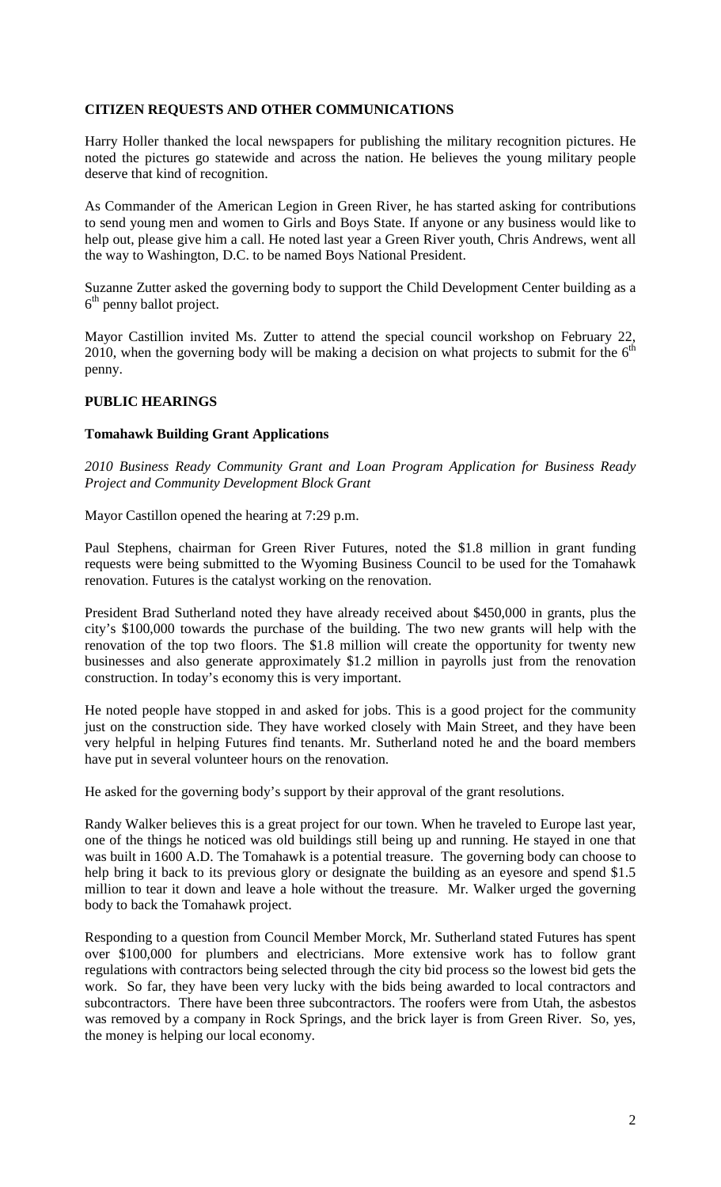## CITIZEN REQUESTS AND OTHER COMMUNICATIONS

Harry Holler thanked the local newspapers for publishing the military recognition pictures. He noted the pictures go statewide and across the nation. He believes the young military people deserve that kind of recognition.

As Commander of the American Legion in Green River, he has started asking for contributions to send young men and women to Girls and Boys State. If anyone or any business would like to help out, please give him a call. He noted last year a Green River youth, Chris Andrews, went all the way to Washington, D.C. to be named Boys National President.

Suzanne Zutter asked the governing body to support the Child Development Center building as a 6th penny ballot project.

Mayor Castillion invited Ms. Zutter to attend the special council workshop on February 22, 2010, when the governing body will be making a decision on what projects to submit for the 6th penny.

## PUBLIC HEARINGS

### Tomahawk Building Grant Applications

*2010 Business Ready Community Grant and Loan Program Application for Business Ready Project and Community Development Block Grant*

Mayor Castillon opened the hearing at 7:29 p.m.

Paul Stephens, chairman for Green River Futures, noted the $1.8 million in grant funding requests were being submitted to the Wyoming Business Council to be used for the Tomahawk renovation. Futures is the catalyst working on the renovation.

President Brad Sutherland noted they have already received about $450,000 in grants, plus the city's $100,000 towards the purchase of the building. The two new grants will help with the renovation of the top two floors. The $1.8 million will create the opportunity for twenty new businesses and also generate approximately $1.2 million in payrolls just from the renovation construction. In today's economy this is very important.

He noted people have stopped in and asked for jobs. This is a good project for the community just on the construction side. They have worked closely with Main Street, and they have been very helpful in helping Futures find tenants. Mr. Sutherland noted he and the board members have put in several volunteer hours on the renovation.

He asked for the governing body's support by their approval of the grant resolutions.

Randy Walker believes this is a great project for our town. When he traveled to Europe last year, one of the things he noticed was old buildings still being up and running. He stayed in one that was built in 1600 A.D. The Tomahawk is a potential treasure. The governing body can choose to help bring it back to its previous glory or designate the building as an eyesore and spend $1.5 million to tear it down and leave a hole without the treasure. Mr. Walker urged the governing body to back the Tomahawk project.

Responding to a question from Council Member Morck, Mr. Sutherland stated Futures has spent over $100,000 for plumbers and electricians. More extensive work has to follow grant regulations with contractors being selected through the city bid process so the lowest bid gets the work. So far, they have been very lucky with the bids being awarded to local contractors and subcontractors. There have been three subcontractors. The roofers were from Utah, the asbestos was removed by a company in Rock Springs, and the brick layer is from Green River. So, yes, the money is helping our local economy.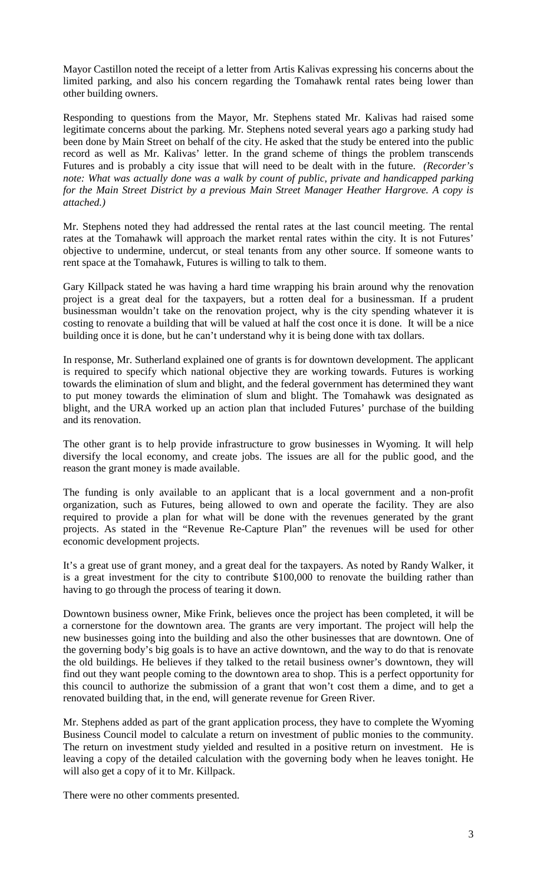Mayor Castillon noted the receipt of a letter from Artis Kalivas expressing his concerns about the limited parking, and also his concern regarding the Tomahawk rental rates being lower than other building owners.

Responding to questions from the Mayor, Mr. Stephens stated Mr. Kalivas had raised some legitimate concerns about the parking. Mr. Stephens noted several years ago a parking study had been done by Main Street on behalf of the city. He asked that the study be entered into the public record as well as Mr. Kalivas' letter. In the grand scheme of things the problem transcends Futures and is probably a city issue that will need to be dealt with in the future. *(Recorder's note: What was actually done was a walk by count of public, private and handicapped parking for the Main Street District by a previous Main Street Manager Heather Hargrove. A copy is attached.)*

Mr. Stephens noted they had addressed the rental rates at the last council meeting. The rental rates at the Tomahawk will approach the market rental rates within the city. It is not Futures' objective to undermine, undercut, or steal tenants from any other source. If someone wants to rent space at the Tomahawk, Futures is willing to talk to them.

Gary Killpack stated he was having a hard time wrapping his brain around why the renovation project is a great deal for the taxpayers, but a rotten deal for a businessman. If a prudent businessman wouldn't take on the renovation project, why is the city spending whatever it is costing to renovate a building that will be valued at half the cost once it is done. It will be a nice building once it is done, but he can't understand why it is being done with tax dollars.

In response, Mr. Sutherland explained one of grants is for downtown development. The applicant is required to specify which national objective they are working towards. Futures is working towards the elimination of slum and blight, and the federal government has determined they want to put money towards the elimination of slum and blight. The Tomahawk was designated as blight, and the URA worked up an action plan that included Futures' purchase of the building and its renovation.

The other grant is to help provide infrastructure to grow businesses in Wyoming. It will help diversify the local economy, and create jobs. The issues are all for the public good, and the reason the grant money is made available.

The funding is only available to an applicant that is a local government and a non-profit organization, such as Futures, being allowed to own and operate the facility. They are also required to provide a plan for what will be done with the revenues generated by the grant projects. As stated in the "Revenue Re-Capture Plan" the revenues will be used for other economic development projects.

It's a great use of grant money, and a great deal for the taxpayers. As noted by Randy Walker, it is a great investment for the city to contribute $100,000 to renovate the building rather than having to go through the process of tearing it down.

Downtown business owner, Mike Frink, believes once the project has been completed, it will be a cornerstone for the downtown area. The grants are very important. The project will help the new businesses going into the building and also the other businesses that are downtown. One of the governing body's big goals is to have an active downtown, and the way to do that is renovate the old buildings. He believes if they talked to the retail business owner's downtown, they will find out they want people coming to the downtown area to shop. This is a perfect opportunity for this council to authorize the submission of a grant that won't cost them a dime, and to get a renovated building that, in the end, will generate revenue for Green River.

Mr. Stephens added as part of the grant application process, they have to complete the Wyoming Business Council model to calculate a return on investment of public monies to the community. The return on investment study yielded and resulted in a positive return on investment. He is leaving a copy of the detailed calculation with the governing body when he leaves tonight. He will also get a copy of it to Mr. Killpack.

There were no other comments presented.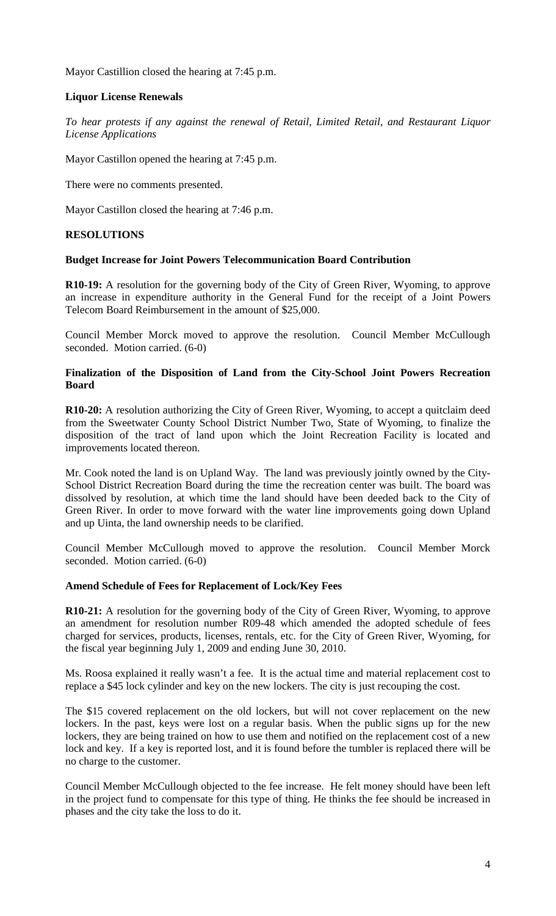Mayor Castillion closed the hearing at 7:45 p.m.

**Liquor License Renewals**

*To hear protests if any against the renewal of Retail, Limited Retail, and Restaurant Liquor License Applications*

Mayor Castillon opened the hearing at 7:45 p.m.

There were no comments presented.

Mayor Castillon closed the hearing at 7:46 p.m.

**RESOLUTIONS**

**Budget Increase for Joint Powers Telecommunication Board Contribution**

**R10-19:** A resolution for the governing body of the City of Green River, Wyoming, to approve an increase in expenditure authority in the General Fund for the receipt of a Joint Powers Telecom Board Reimbursement in the amount of $25,000.

Council Member Morck moved to approve the resolution. Council Member McCullough seconded. Motion carried. (6-0)

**Finalization of the Disposition of Land from the City-School Joint Powers Recreation Board**

**R10-20:** A resolution authorizing the City of Green River, Wyoming, to accept a quitclaim deed from the Sweetwater County School District Number Two, State of Wyoming, to finalize the disposition of the tract of land upon which the Joint Recreation Facility is located and improvements located thereon.

Mr. Cook noted the land is on Upland Way. The land was previously jointly owned by the City-School District Recreation Board during the time the recreation center was built. The board was dissolved by resolution, at which time the land should have been deeded back to the City of Green River. In order to move forward with the water line improvements going down Upland and up Uinta, the land ownership needs to be clarified.

Council Member McCullough moved to approve the resolution. Council Member Morck seconded. Motion carried. (6-0)

**Amend Schedule of Fees for Replacement of Lock/Key Fees**

**R10-21:** A resolution for the governing body of the City of Green River, Wyoming, to approve an amendment for resolution number R09-48 which amended the adopted schedule of fees charged for services, products, licenses, rentals, etc. for the City of Green River, Wyoming, for the fiscal year beginning July 1, 2009 and ending June 30, 2010.

Ms. Roosa explained it really wasn't a fee. It is the actual time and material replacement cost to replace a $45 lock cylinder and key on the new lockers. The city is just recouping the cost.

The $15 covered replacement on the old lockers, but will not cover replacement on the new lockers. In the past, keys were lost on a regular basis. When the public signs up for the new lockers, they are being trained on how to use them and notified on the replacement cost of a new lock and key. If a key is reported lost, and it is found before the tumbler is replaced there will be no charge to the customer.

Council Member McCullough objected to the fee increase. He felt money should have been left in the project fund to compensate for this type of thing. He thinks the fee should be increased in phases and the city take the loss to do it.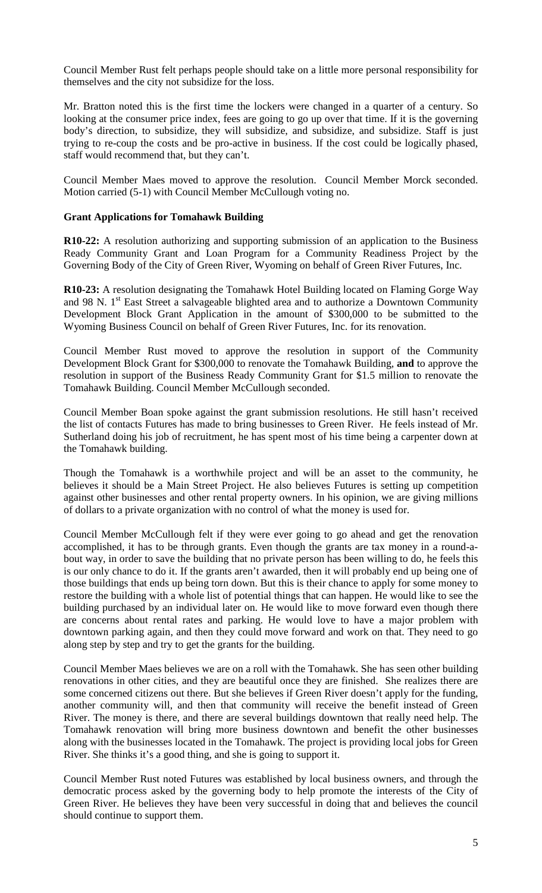Council Member Rust felt perhaps people should take on a little more personal responsibility for themselves and the city not subsidize for the loss.

Mr. Bratton noted this is the first time the lockers were changed in a quarter of a century. So looking at the consumer price index, fees are going to go up over that time. If it is the governing body's direction, to subsidize, they will subsidize, and subsidize, and subsidize. Staff is just trying to re-coup the costs and be pro-active in business. If the cost could be logically phased, staff would recommend that, but they can't.

Council Member Maes moved to approve the resolution. Council Member Morck seconded. Motion carried (5-1) with Council Member McCullough voting no.

**Grant Applications for Tomahawk Building**

**R10-22:** A resolution authorizing and supporting submission of an application to the Business Ready Community Grant and Loan Program for a Community Readiness Project by the Governing Body of the City of Green River, Wyoming on behalf of Green River Futures, Inc.

**R10-23:** A resolution designating the Tomahawk Hotel Building located on Flaming Gorge Way and 98 N. 1st East Street a salvageable blighted area and to authorize a Downtown Community Development Block Grant Application in the amount of $300,000 to be submitted to the Wyoming Business Council on behalf of Green River Futures, Inc. for its renovation.

Council Member Rust moved to approve the resolution in support of the Community Development Block Grant for $300,000 to renovate the Tomahawk Building, **and** to approve the resolution in support of the Business Ready Community Grant for $1.5 million to renovate the Tomahawk Building. Council Member McCullough seconded.

Council Member Boan spoke against the grant submission resolutions. He still hasn't received the list of contacts Futures has made to bring businesses to Green River. He feels instead of Mr. Sutherland doing his job of recruitment, he has spent most of his time being a carpenter down at the Tomahawk building.

Though the Tomahawk is a worthwhile project and will be an asset to the community, he believes it should be a Main Street Project. He also believes Futures is setting up competition against other businesses and other rental property owners. In his opinion, we are giving millions of dollars to a private organization with no control of what the money is used for.

Council Member McCullough felt if they were ever going to go ahead and get the renovation accomplished, it has to be through grants. Even though the grants are tax money in a round-a-bout way, in order to save the building that no private person has been willing to do, he feels this is our only chance to do it. If the grants aren't awarded, then it will probably end up being one of those buildings that ends up being torn down. But this is their chance to apply for some money to restore the building with a whole list of potential things that can happen. He would like to see the building purchased by an individual later on. He would like to move forward even though there are concerns about rental rates and parking. He would love to have a major problem with downtown parking again, and then they could move forward and work on that. They need to go along step by step and try to get the grants for the building.

Council Member Maes believes we are on a roll with the Tomahawk. She has seen other building renovations in other cities, and they are beautiful once they are finished. She realizes there are some concerned citizens out there. But she believes if Green River doesn't apply for the funding, another community will, and then that community will receive the benefit instead of Green River. The money is there, and there are several buildings downtown that really need help. The Tomahawk renovation will bring more business downtown and benefit the other businesses along with the businesses located in the Tomahawk. The project is providing local jobs for Green River. She thinks it's a good thing, and she is going to support it.

Council Member Rust noted Futures was established by local business owners, and through the democratic process asked by the governing body to help promote the interests of the City of Green River. He believes they have been very successful in doing that and believes the council should continue to support them.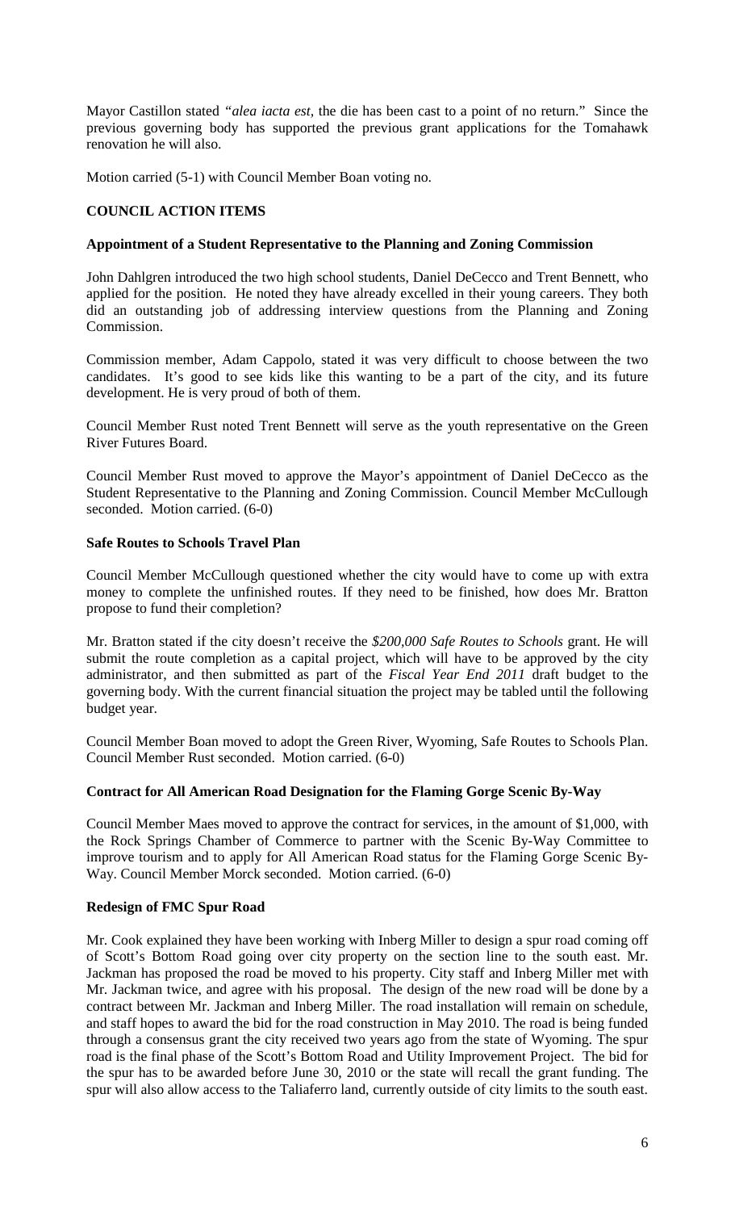Mayor Castillon stated *"alea iacta est,* the die has been cast to a point of no return." Since the previous governing body has supported the previous grant applications for the Tomahawk renovation he will also.

Motion carried (5-1) with Council Member Boan voting no.

## COUNCIL ACTION ITEMS

### Appointment of a Student Representative to the Planning and Zoning Commission

John Dahlgren introduced the two high school students, Daniel DeCecco and Trent Bennett, who applied for the position. He noted they have already excelled in their young careers. They both did an outstanding job of addressing interview questions from the Planning and Zoning Commission.

Commission member, Adam Cappolo, stated it was very difficult to choose between the two candidates. It's good to see kids like this wanting to be a part of the city, and its future development. He is very proud of both of them.

Council Member Rust noted Trent Bennett will serve as the youth representative on the Green River Futures Board.

Council Member Rust moved to approve the Mayor's appointment of Daniel DeCecco as the Student Representative to the Planning and Zoning Commission. Council Member McCullough seconded. Motion carried. (6-0)

### Safe Routes to Schools Travel Plan

Council Member McCullough questioned whether the city would have to come up with extra money to complete the unfinished routes. If they need to be finished, how does Mr. Bratton propose to fund their completion?

Mr. Bratton stated if the city doesn't receive the *$200,000 Safe Routes to Schools* grant. He will submit the route completion as a capital project, which will have to be approved by the city administrator, and then submitted as part of the *Fiscal Year End 2011* draft budget to the governing body. With the current financial situation the project may be tabled until the following budget year.

Council Member Boan moved to adopt the Green River, Wyoming, Safe Routes to Schools Plan. Council Member Rust seconded. Motion carried. (6-0)

### Contract for All American Road Designation for the Flaming Gorge Scenic By-Way

Council Member Maes moved to approve the contract for services, in the amount of $1,000, with the Rock Springs Chamber of Commerce to partner with the Scenic By-Way Committee to improve tourism and to apply for All American Road status for the Flaming Gorge Scenic By-Way. Council Member Morck seconded. Motion carried. (6-0)

### Redesign of FMC Spur Road

Mr. Cook explained they have been working with Inberg Miller to design a spur road coming off of Scott's Bottom Road going over city property on the section line to the south east. Mr. Jackman has proposed the road be moved to his property. City staff and Inberg Miller met with Mr. Jackman twice, and agree with his proposal. The design of the new road will be done by a contract between Mr. Jackman and Inberg Miller. The road installation will remain on schedule, and staff hopes to award the bid for the road construction in May 2010. The road is being funded through a consensus grant the city received two years ago from the state of Wyoming. The spur road is the final phase of the Scott's Bottom Road and Utility Improvement Project. The bid for the spur has to be awarded before June 30, 2010 or the state will recall the grant funding. The spur will also allow access to the Taliaferro land, currently outside of city limits to the south east.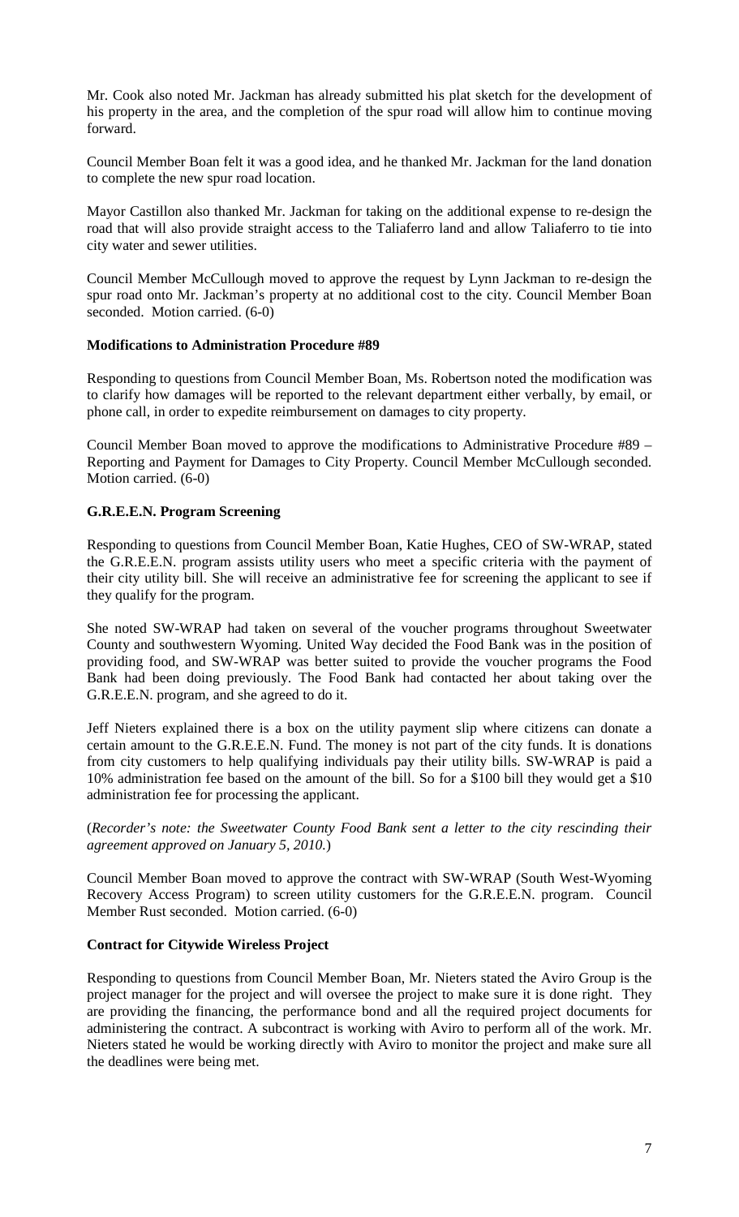Mr. Cook also noted Mr. Jackman has already submitted his plat sketch for the development of his property in the area, and the completion of the spur road will allow him to continue moving forward.

Council Member Boan felt it was a good idea, and he thanked Mr. Jackman for the land donation to complete the new spur road location.

Mayor Castillon also thanked Mr. Jackman for taking on the additional expense to re-design the road that will also provide straight access to the Taliaferro land and allow Taliaferro to tie into city water and sewer utilities.

Council Member McCullough moved to approve the request by Lynn Jackman to re-design the spur road onto Mr. Jackman's property at no additional cost to the city. Council Member Boan seconded. Motion carried. (6-0)

**Modifications to Administration Procedure #89**

Responding to questions from Council Member Boan, Ms. Robertson noted the modification was to clarify how damages will be reported to the relevant department either verbally, by email, or phone call, in order to expedite reimbursement on damages to city property.

Council Member Boan moved to approve the modifications to Administrative Procedure #89 – Reporting and Payment for Damages to City Property. Council Member McCullough seconded. Motion carried. (6-0)

**G.R.E.E.N. Program Screening**

Responding to questions from Council Member Boan, Katie Hughes, CEO of SW-WRAP, stated the G.R.E.E.N. program assists utility users who meet a specific criteria with the payment of their city utility bill. She will receive an administrative fee for screening the applicant to see if they qualify for the program.

She noted SW-WRAP had taken on several of the voucher programs throughout Sweetwater County and southwestern Wyoming. United Way decided the Food Bank was in the position of providing food, and SW-WRAP was better suited to provide the voucher programs the Food Bank had been doing previously. The Food Bank had contacted her about taking over the G.R.E.E.N. program, and she agreed to do it.

Jeff Nieters explained there is a box on the utility payment slip where citizens can donate a certain amount to the G.R.E.E.N. Fund. The money is not part of the city funds. It is donations from city customers to help qualifying individuals pay their utility bills. SW-WRAP is paid a 10% administration fee based on the amount of the bill. So for a $100 bill they would get a $10 administration fee for processing the applicant.

(*Recorder's note: the Sweetwater County Food Bank sent a letter to the city rescinding their agreement approved on January 5, 2010.*)

Council Member Boan moved to approve the contract with SW-WRAP (South West-Wyoming Recovery Access Program) to screen utility customers for the G.R.E.E.N. program. Council Member Rust seconded. Motion carried. (6-0)

**Contract for Citywide Wireless Project**

Responding to questions from Council Member Boan, Mr. Nieters stated the Aviro Group is the project manager for the project and will oversee the project to make sure it is done right. They are providing the financing, the performance bond and all the required project documents for administering the contract. A subcontract is working with Aviro to perform all of the work. Mr. Nieters stated he would be working directly with Aviro to monitor the project and make sure all the deadlines were being met.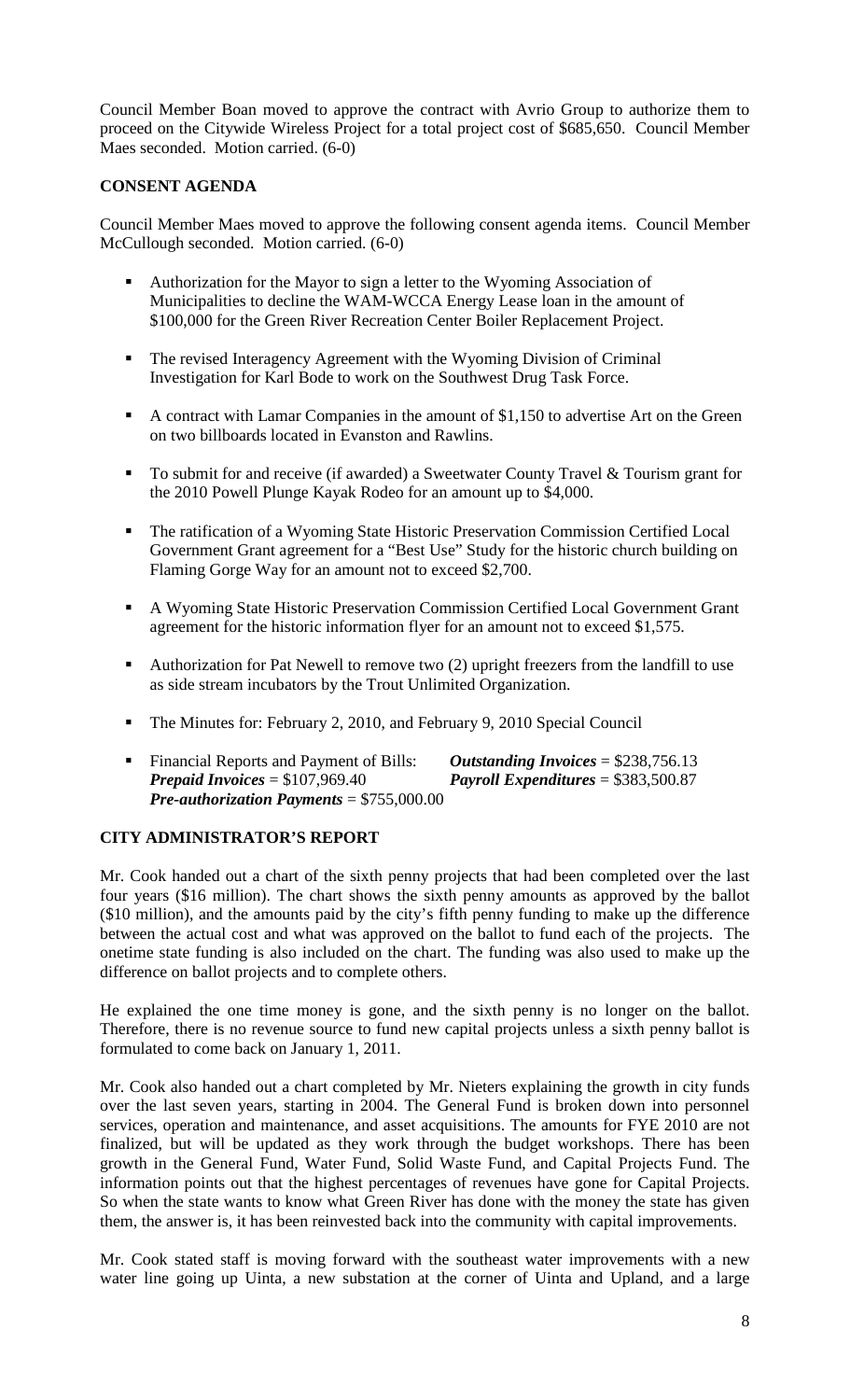Council Member Boan moved to approve the contract with Avrio Group to authorize them to proceed on the Citywide Wireless Project for a total project cost of $685,650. Council Member Maes seconded. Motion carried. (6-0)

## CONSENT AGENDA

Council Member Maes moved to approve the following consent agenda items. Council Member McCullough seconded. Motion carried. (6-0)

- Authorization for the Mayor to sign a letter to the Wyoming Association of Municipalities to decline the WAM-WCCA Energy Lease loan in the amount of $100,000 for the Green River Recreation Center Boiler Replacement Project.
- The revised Interagency Agreement with the Wyoming Division of Criminal Investigation for Karl Bode to work on the Southwest Drug Task Force.
- A contract with Lamar Companies in the amount of $1,150 to advertise Art on the Green on two billboards located in Evanston and Rawlins.
- To submit for and receive (if awarded) a Sweetwater County Travel & Tourism grant for the 2010 Powell Plunge Kayak Rodeo for an amount up to $4,000.
- The ratification of a Wyoming State Historic Preservation Commission Certified Local Government Grant agreement for a "Best Use" Study for the historic church building on Flaming Gorge Way for an amount not to exceed $2,700.
- A Wyoming State Historic Preservation Commission Certified Local Government Grant agreement for the historic information flyer for an amount not to exceed $1,575.
- Authorization for Pat Newell to remove two (2) upright freezers from the landfill to use as side stream incubators by the Trout Unlimited Organization.
- The Minutes for: February 2, 2010, and February 9, 2010 Special Council
- Financial Reports and Payment of Bills: ***Outstanding Invoices*** = $238,756.13 ***Prepaid Invoices*** = $107,969.40 ***Payroll Expenditures*** = $383,500.87 ***Pre-authorization Payments*** = $755,000.00

## CITY ADMINISTRATOR'S REPORT

Mr. Cook handed out a chart of the sixth penny projects that had been completed over the last four years ($16 million). The chart shows the sixth penny amounts as approved by the ballot ($10 million), and the amounts paid by the city's fifth penny funding to make up the difference between the actual cost and what was approved on the ballot to fund each of the projects. The onetime state funding is also included on the chart. The funding was also used to make up the difference on ballot projects and to complete others.

He explained the one time money is gone, and the sixth penny is no longer on the ballot. Therefore, there is no revenue source to fund new capital projects unless a sixth penny ballot is formulated to come back on January 1, 2011.

Mr. Cook also handed out a chart completed by Mr. Nieters explaining the growth in city funds over the last seven years, starting in 2004. The General Fund is broken down into personnel services, operation and maintenance, and asset acquisitions. The amounts for FYE 2010 are not finalized, but will be updated as they work through the budget workshops. There has been growth in the General Fund, Water Fund, Solid Waste Fund, and Capital Projects Fund. The information points out that the highest percentages of revenues have gone for Capital Projects. So when the state wants to know what Green River has done with the money the state has given them, the answer is, it has been reinvested back into the community with capital improvements.

Mr. Cook stated staff is moving forward with the southeast water improvements with a new water line going up Uinta, a new substation at the corner of Uinta and Upland, and a large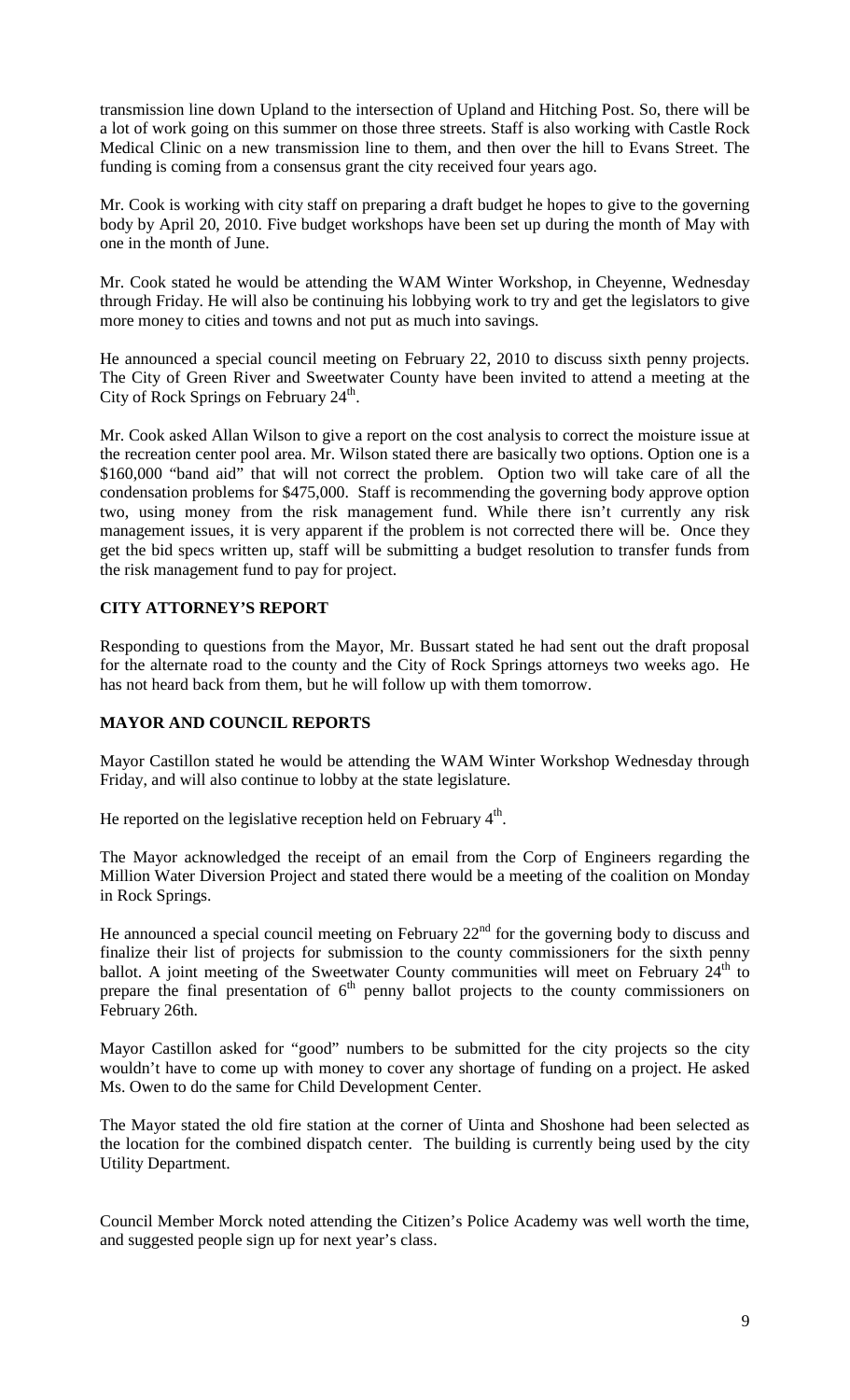transmission line down Upland to the intersection of Upland and Hitching Post. So, there will be a lot of work going on this summer on those three streets. Staff is also working with Castle Rock Medical Clinic on a new transmission line to them, and then over the hill to Evans Street. The funding is coming from a consensus grant the city received four years ago.

Mr. Cook is working with city staff on preparing a draft budget he hopes to give to the governing body by April 20, 2010. Five budget workshops have been set up during the month of May with one in the month of June.

Mr. Cook stated he would be attending the WAM Winter Workshop, in Cheyenne, Wednesday through Friday. He will also be continuing his lobbying work to try and get the legislators to give more money to cities and towns and not put as much into savings.

He announced a special council meeting on February 22, 2010 to discuss sixth penny projects. The City of Green River and Sweetwater County have been invited to attend a meeting at the City of Rock Springs on February 24th.

Mr. Cook asked Allan Wilson to give a report on the cost analysis to correct the moisture issue at the recreation center pool area. Mr. Wilson stated there are basically two options. Option one is a $160,000 "band aid" that will not correct the problem. Option two will take care of all the condensation problems for $475,000. Staff is recommending the governing body approve option two, using money from the risk management fund. While there isn't currently any risk management issues, it is very apparent if the problem is not corrected there will be. Once they get the bid specs written up, staff will be submitting a budget resolution to transfer funds from the risk management fund to pay for project.

**CITY ATTORNEY'S REPORT**

Responding to questions from the Mayor, Mr. Bussart stated he had sent out the draft proposal for the alternate road to the county and the City of Rock Springs attorneys two weeks ago. He has not heard back from them, but he will follow up with them tomorrow.

**MAYOR AND COUNCIL REPORTS**

Mayor Castillon stated he would be attending the WAM Winter Workshop Wednesday through Friday, and will also continue to lobby at the state legislature.

He reported on the legislative reception held on February 4th.

The Mayor acknowledged the receipt of an email from the Corp of Engineers regarding the Million Water Diversion Project and stated there would be a meeting of the coalition on Monday in Rock Springs.

He announced a special council meeting on February 22nd for the governing body to discuss and finalize their list of projects for submission to the county commissioners for the sixth penny ballot. A joint meeting of the Sweetwater County communities will meet on February 24th to prepare the final presentation of 6th penny ballot projects to the county commissioners on February 26th.

Mayor Castillon asked for "good" numbers to be submitted for the city projects so the city wouldn't have to come up with money to cover any shortage of funding on a project. He asked Ms. Owen to do the same for Child Development Center.

The Mayor stated the old fire station at the corner of Uinta and Shoshone had been selected as the location for the combined dispatch center. The building is currently being used by the city Utility Department.

Council Member Morck noted attending the Citizen's Police Academy was well worth the time, and suggested people sign up for next year's class.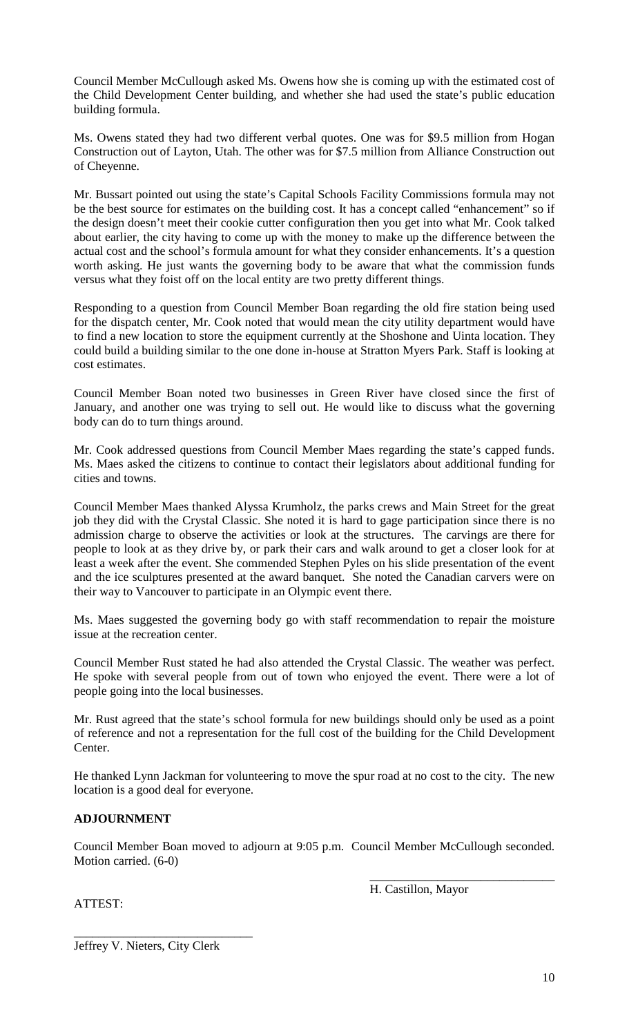Council Member McCullough asked Ms. Owens how she is coming up with the estimated cost of the Child Development Center building, and whether she had used the state's public education building formula.

Ms. Owens stated they had two different verbal quotes. One was for $9.5 million from Hogan Construction out of Layton, Utah. The other was for $7.5 million from Alliance Construction out of Cheyenne.

Mr. Bussart pointed out using the state's Capital Schools Facility Commissions formula may not be the best source for estimates on the building cost. It has a concept called "enhancement" so if the design doesn't meet their cookie cutter configuration then you get into what Mr. Cook talked about earlier, the city having to come up with the money to make up the difference between the actual cost and the school's formula amount for what they consider enhancements. It's a question worth asking. He just wants the governing body to be aware that what the commission funds versus what they foist off on the local entity are two pretty different things.

Responding to a question from Council Member Boan regarding the old fire station being used for the dispatch center, Mr. Cook noted that would mean the city utility department would have to find a new location to store the equipment currently at the Shoshone and Uinta location. They could build a building similar to the one done in-house at Stratton Myers Park. Staff is looking at cost estimates.

Council Member Boan noted two businesses in Green River have closed since the first of January, and another one was trying to sell out. He would like to discuss what the governing body can do to turn things around.

Mr. Cook addressed questions from Council Member Maes regarding the state's capped funds. Ms. Maes asked the citizens to continue to contact their legislators about additional funding for cities and towns.

Council Member Maes thanked Alyssa Krumholz, the parks crews and Main Street for the great job they did with the Crystal Classic. She noted it is hard to gage participation since there is no admission charge to observe the activities or look at the structures. The carvings are there for people to look at as they drive by, or park their cars and walk around to get a closer look for at least a week after the event. She commended Stephen Pyles on his slide presentation of the event and the ice sculptures presented at the award banquet. She noted the Canadian carvers were on their way to Vancouver to participate in an Olympic event there.

Ms. Maes suggested the governing body go with staff recommendation to repair the moisture issue at the recreation center.

Council Member Rust stated he had also attended the Crystal Classic. The weather was perfect. He spoke with several people from out of town who enjoyed the event. There were a lot of people going into the local businesses.

Mr. Rust agreed that the state's school formula for new buildings should only be used as a point of reference and not a representation for the full cost of the building for the Child Development Center.

He thanked Lynn Jackman for volunteering to move the spur road at no cost to the city. The new location is a good deal for everyone.

**ADJOURNMENT**

Council Member Boan moved to adjourn at 9:05 p.m. Council Member McCullough seconded. Motion carried. (6-0)

\_\_\_\_\_\_\_\_\_\_\_\_\_\_\_\_\_\_\_\_\_\_\_\_\_\_\_\_\_\_
H. Castillon, Mayor

ATTEST:

\_\_\_\_\_\_\_\_\_\_\_\_\_\_\_\_\_\_\_\_\_\_\_\_\_\_\_\_\_\_
Jeffrey V. Nieters, City Clerk